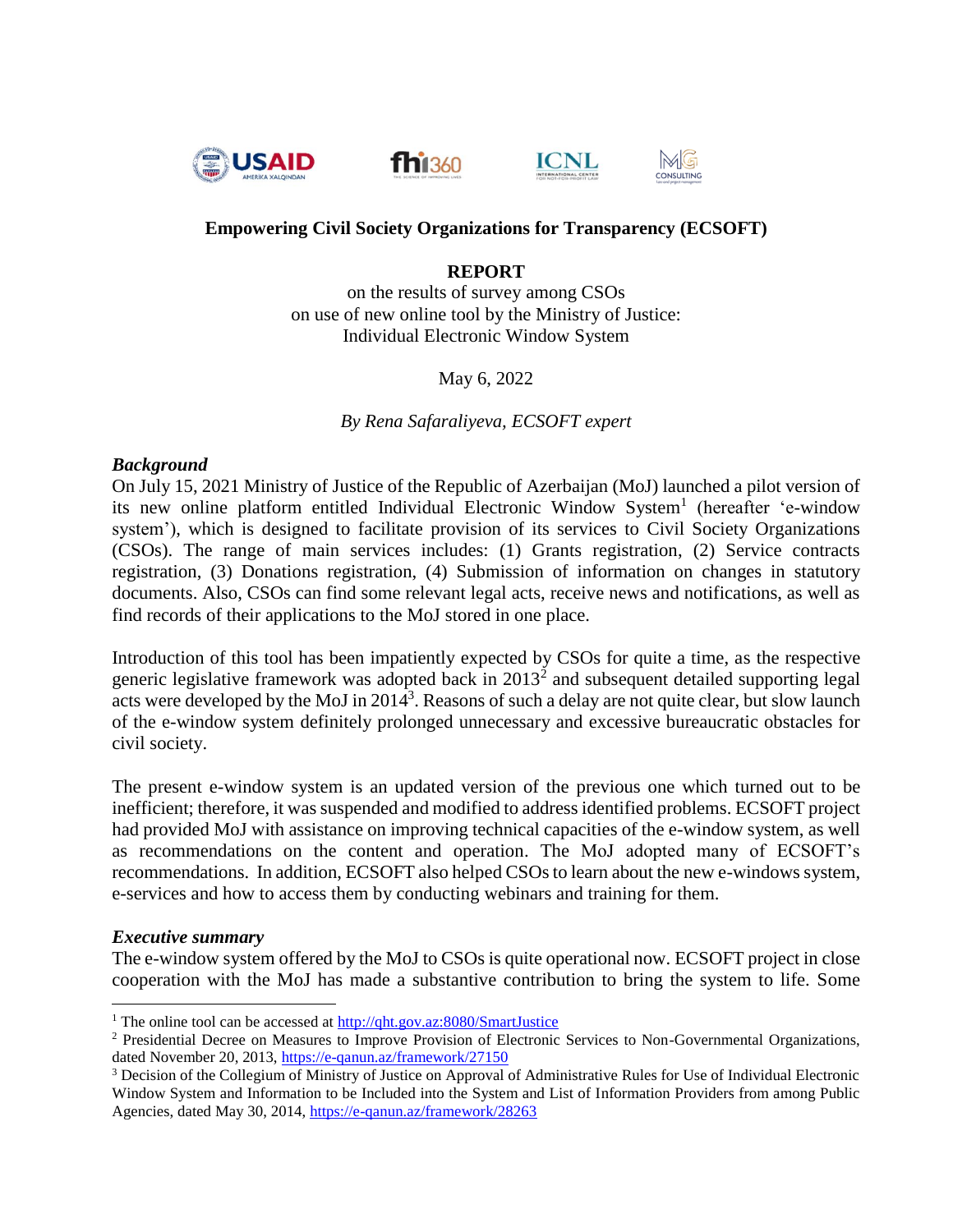**Empowering Civil Society Organizations for Transparency (ECSOFT)**

**REPORT**

on the results of survey among CSOs
on use of new online tool by the Ministry of Justice:
Individual Electronic Window System

May 6, 2022

*By Rena Safaraliyeva, ECSOFT expert*

***Background***

On July 15, 2021 Ministry of Justice of the Republic of Azerbaijan (MoJ) launched a pilot version of its new online platform entitled Individual Electronic Window System[1] (hereafter 'e-window system'), which is designed to facilitate provision of its services to Civil Society Organizations (CSOs). The range of main services includes: (1) Grants registration, (2) Service contracts registration, (3) Donations registration, (4) Submission of information on changes in statutory documents. Also, CSOs can find some relevant legal acts, receive news and notifications, as well as find records of their applications to the MoJ stored in one place.

Introduction of this tool has been impatiently expected by CSOs for quite a time, as the respective generic legislative framework was adopted back in 2013[2] and subsequent detailed supporting legal acts were developed by the MoJ in 2014[3]. Reasons of such a delay are not quite clear, but slow launch of the e-window system definitely prolonged unnecessary and excessive bureaucratic obstacles for civil society.

The present e-window system is an updated version of the previous one which turned out to be inefficient; therefore, it was suspended and modified to address identified problems. ECSOFT project had provided MoJ with assistance on improving technical capacities of the e-window system, as well as recommendations on the content and operation. The MoJ adopted many of ECSOFT's recommendations. In addition, ECSOFT also helped CSOs to learn about the new e-windows system, e-services and how to access them by conducting webinars and training for them.

***Executive summary***

The e-window system offered by the MoJ to CSOs is quite operational now. ECSOFT project in close cooperation with the MoJ has made a substantive contribution to bring the system to life. Some

---

[1] The online tool can be accessed at http://qht.gov.az:8080/SmartJustice

[2] Presidential Decree on Measures to Improve Provision of Electronic Services to Non-Governmental Organizations, dated November 20, 2013, https://e-qanun.az/framework/27150

[3] Decision of the Collegium of Ministry of Justice on Approval of Administrative Rules for Use of Individual Electronic Window System and Information to be Included into the System and List of Information Providers from among Public Agencies, dated May 30, 2014, https://e-qanun.az/framework/28263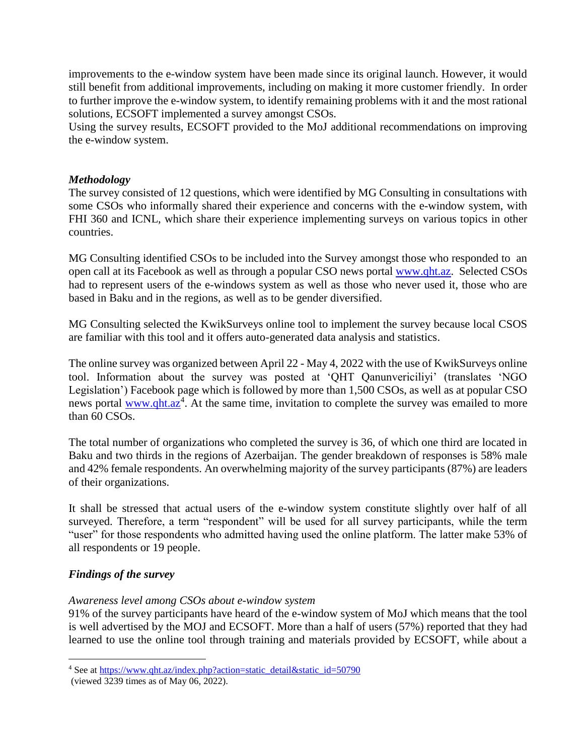improvements to the e-window system have been made since its original launch. However, it would still benefit from additional improvements, including on making it more customer friendly. In order to further improve the e-window system, to identify remaining problems with it and the most rational solutions, ECSOFT implemented a survey amongst CSOs.
Using the survey results, ECSOFT provided to the MoJ additional recommendations on improving the e-window system.

### *Methodology*

The survey consisted of 12 questions, which were identified by MG Consulting in consultations with some CSOs who informally shared their experience and concerns with the e-window system, with FHI 360 and ICNL, which share their experience implementing surveys on various topics in other countries.

MG Consulting identified CSOs to be included into the Survey amongst those who responded to an open call at its Facebook as well as through a popular CSO news portal [www.qht.az](www.qht.az). Selected CSOs had to represent users of the e-windows system as well as those who never used it, those who are based in Baku and in the regions, as well as to be gender diversified.

MG Consulting selected the KwikSurveys online tool to implement the survey because local CSOS are familiar with this tool and it offers auto-generated data analysis and statistics.

The online survey was organized between April 22 - May 4, 2022 with the use of KwikSurveys online tool. Information about the survey was posted at 'QHT Qanunvericiliyi' (translates 'NGO Legislation') Facebook page which is followed by more than 1,500 CSOs, as well as at popular CSO news portal [www.qht.az](www.qht.az)[4]. At the same time, invitation to complete the survey was emailed to more than 60 CSOs.

The total number of organizations who completed the survey is 36, of which one third are located in Baku and two thirds in the regions of Azerbaijan. The gender breakdown of responses is 58% male and 42% female respondents. An overwhelming majority of the survey participants (87%) are leaders of their organizations.

It shall be stressed that actual users of the e-window system constitute slightly over half of all surveyed. Therefore, a term "respondent" will be used for all survey participants, while the term "user" for those respondents who admitted having used the online platform. The latter make 53% of all respondents or 19 people.

### *Findings of the survey*

#### *Awareness level among CSOs about e-window system*

91% of the survey participants have heard of the e-window system of MoJ which means that the tool is well advertised by the MOJ and ECSOFT. More than a half of users (57%) reported that they had learned to use the online tool through training and materials provided by ECSOFT, while about a

---

[4] See at [https://www.qht.az/index.php?action=static_detail&static_id=50790](https://www.qht.az/index.php?action=static_detail&static_id=50790)
(viewed 3239 times as of May 06, 2022).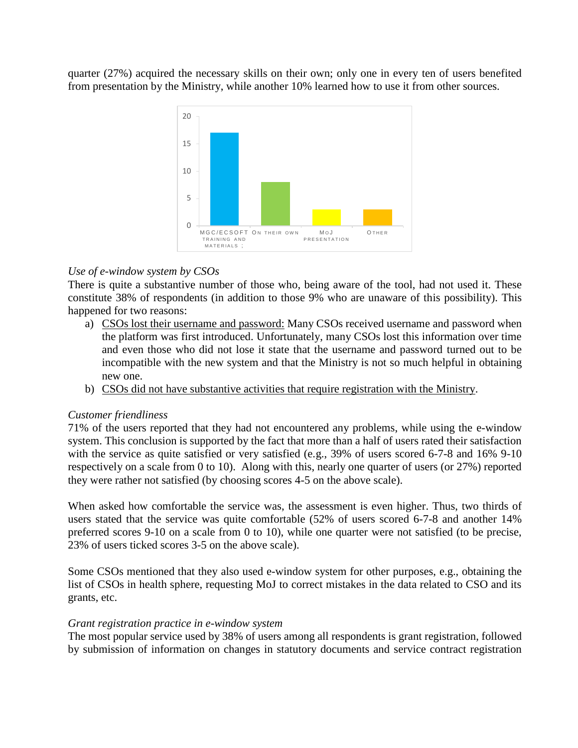quarter (27%) acquired the necessary skills on their own; only one in every ten of users benefited from presentation by the Ministry, while another 10% learned how to use it from other sources.

*Use of e-window system by CSOs*

There is quite a substantive number of those who, being aware of the tool, had not used it. These constitute 38% of respondents (in addition to those 9% who are unaware of this possibility). This happened for two reasons:

a) CSOs lost their username and password: Many CSOs received username and password when the platform was first introduced. Unfortunately, many CSOs lost this information over time and even those who did not lose it state that the username and password turned out to be incompatible with the new system and that the Ministry is not so much helpful in obtaining new one.
b) CSOs did not have substantive activities that require registration with the Ministry.

*Customer friendliness*

71% of the users reported that they had not encountered any problems, while using the e-window system. This conclusion is supported by the fact that more than a half of users rated their satisfaction with the service as quite satisfied or very satisfied (e.g., 39% of users scored 6-7-8 and 16% 9-10 respectively on a scale from 0 to 10). Along with this, nearly one quarter of users (or 27%) reported they were rather not satisfied (by choosing scores 4-5 on the above scale).

When asked how comfortable the service was, the assessment is even higher. Thus, two thirds of users stated that the service was quite comfortable (52% of users scored 6-7-8 and another 14% preferred scores 9-10 on a scale from 0 to 10), while one quarter were not satisfied (to be precise, 23% of users ticked scores 3-5 on the above scale).

Some CSOs mentioned that they also used e-window system for other purposes, e.g., obtaining the list of CSOs in health sphere, requesting MoJ to correct mistakes in the data related to CSO and its grants, etc.

*Grant registration practice in e-window system*

The most popular service used by 38% of users among all respondents is grant registration, followed by submission of information on changes in statutory documents and service contract registration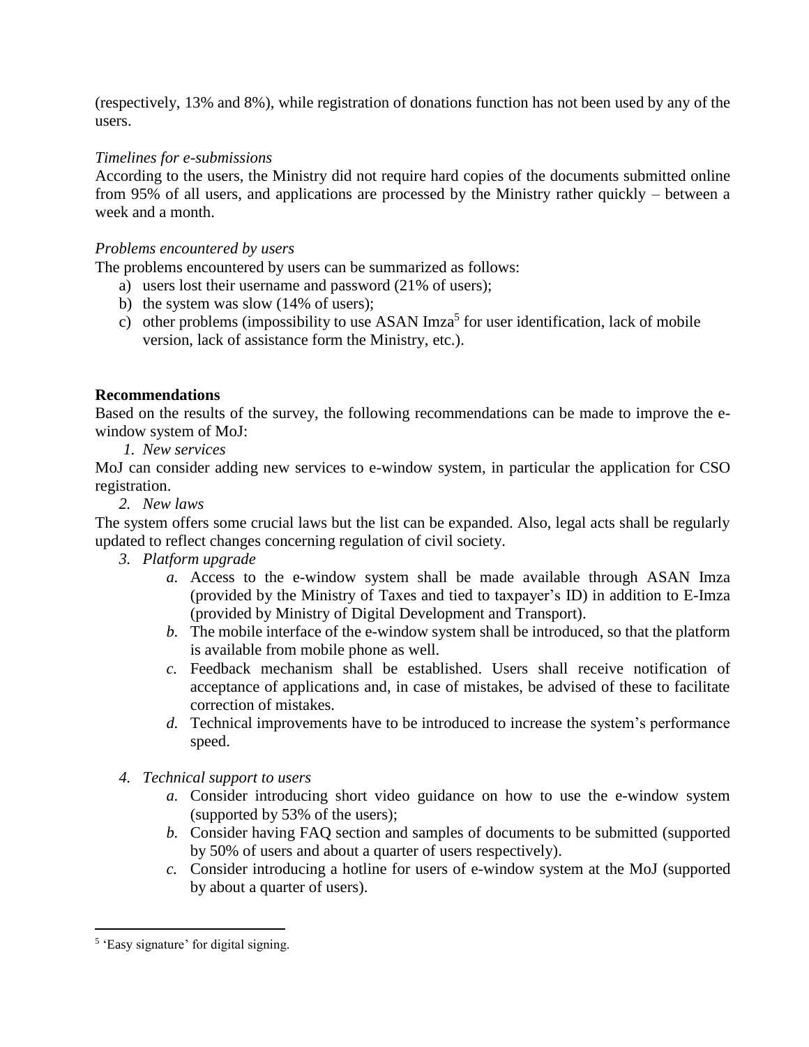(respectively, 13% and 8%), while registration of donations function has not been used by any of the users.

*Timelines for e-submissions*

According to the users, the Ministry did not require hard copies of the documents submitted online from 95% of all users, and applications are processed by the Ministry rather quickly – between a week and a month.

*Problems encountered by users*

The problems encountered by users can be summarized as follows:

a) users lost their username and password (21% of users);
b) the system was slow (14% of users);
c) other problems (impossibility to use ASAN Imza[5] for user identification, lack of mobile version, lack of assistance form the Ministry, etc.).

**Recommendations**

Based on the results of the survey, the following recommendations can be made to improve the e-window system of MoJ:

1. *New services*

MoJ can consider adding new services to e-window system, in particular the application for CSO registration.

2. *New laws*

The system offers some crucial laws but the list can be expanded. Also, legal acts shall be regularly updated to reflect changes concerning regulation of civil society.

3. *Platform upgrade*
   a. Access to the e-window system shall be made available through ASAN Imza (provided by the Ministry of Taxes and tied to taxpayer's ID) in addition to E-Imza (provided by Ministry of Digital Development and Transport).
   b. The mobile interface of the e-window system shall be introduced, so that the platform is available from mobile phone as well.
   c. Feedback mechanism shall be established. Users shall receive notification of acceptance of applications and, in case of mistakes, be advised of these to facilitate correction of mistakes.
   d. Technical improvements have to be introduced to increase the system's performance speed.

4. *Technical support to users*
   a. Consider introducing short video guidance on how to use the e-window system (supported by 53% of the users);
   b. Consider having FAQ section and samples of documents to be submitted (supported by 50% of users and about a quarter of users respectively).
   c. Consider introducing a hotline for users of e-window system at the MoJ (supported by about a quarter of users).

[5] 'Easy signature' for digital signing.